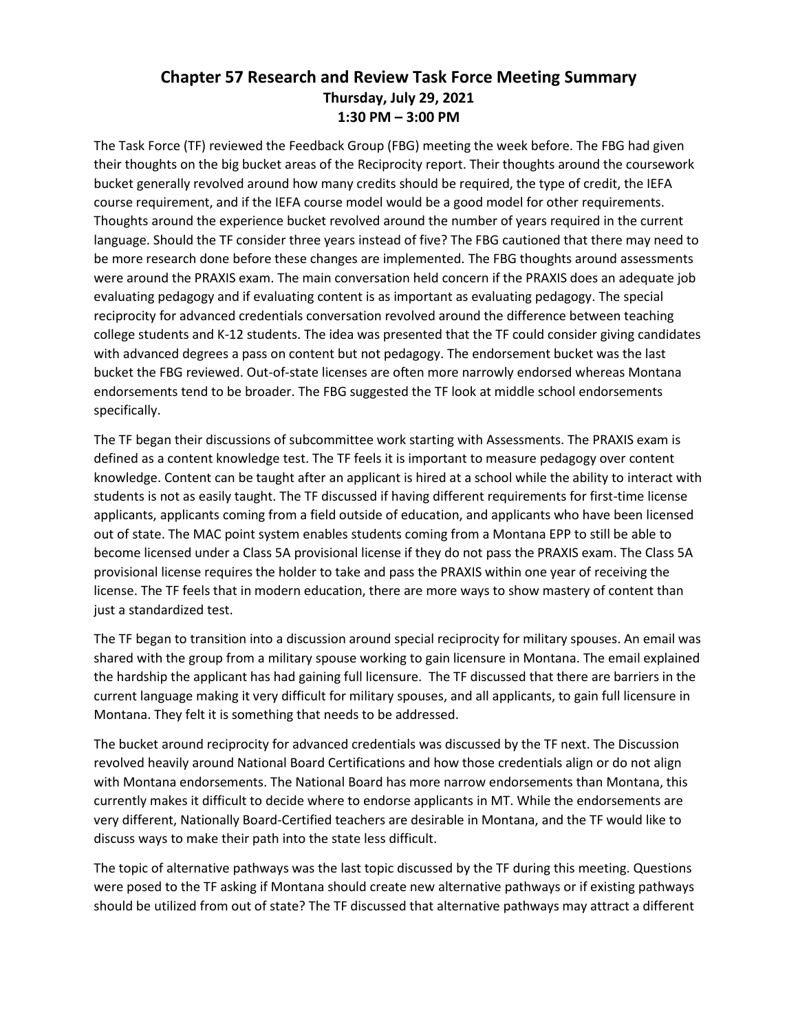# Chapter 57 Research and Review Task Force Meeting Summary

**Thursday, July 29, 2021**
**1:30 PM – 3:00 PM**

The Task Force (TF) reviewed the Feedback Group (FBG) meeting the week before. The FBG had given their thoughts on the big bucket areas of the Reciprocity report. Their thoughts around the coursework bucket generally revolved around how many credits should be required, the type of credit, the IEFA course requirement, and if the IEFA course model would be a good model for other requirements. Thoughts around the experience bucket revolved around the number of years required in the current language. Should the TF consider three years instead of five? The FBG cautioned that there may need to be more research done before these changes are implemented. The FBG thoughts around assessments were around the PRAXIS exam. The main conversation held concern if the PRAXIS does an adequate job evaluating pedagogy and if evaluating content is as important as evaluating pedagogy. The special reciprocity for advanced credentials conversation revolved around the difference between teaching college students and K-12 students. The idea was presented that the TF could consider giving candidates with advanced degrees a pass on content but not pedagogy. The endorsement bucket was the last bucket the FBG reviewed. Out-of-state licenses are often more narrowly endorsed whereas Montana endorsements tend to be broader. The FBG suggested the TF look at middle school endorsements specifically.

The TF began their discussions of subcommittee work starting with Assessments. The PRAXIS exam is defined as a content knowledge test. The TF feels it is important to measure pedagogy over content knowledge. Content can be taught after an applicant is hired at a school while the ability to interact with students is not as easily taught. The TF discussed if having different requirements for first-time license applicants, applicants coming from a field outside of education, and applicants who have been licensed out of state. The MAC point system enables students coming from a Montana EPP to still be able to become licensed under a Class 5A provisional license if they do not pass the PRAXIS exam. The Class 5A provisional license requires the holder to take and pass the PRAXIS within one year of receiving the license. The TF feels that in modern education, there are more ways to show mastery of content than just a standardized test.

The TF began to transition into a discussion around special reciprocity for military spouses. An email was shared with the group from a military spouse working to gain licensure in Montana. The email explained the hardship the applicant has had gaining full licensure. The TF discussed that there are barriers in the current language making it very difficult for military spouses, and all applicants, to gain full licensure in Montana. They felt it is something that needs to be addressed.

The bucket around reciprocity for advanced credentials was discussed by the TF next. The Discussion revolved heavily around National Board Certifications and how those credentials align or do not align with Montana endorsements. The National Board has more narrow endorsements than Montana, this currently makes it difficult to decide where to endorse applicants in MT. While the endorsements are very different, Nationally Board-Certified teachers are desirable in Montana, and the TF would like to discuss ways to make their path into the state less difficult.

The topic of alternative pathways was the last topic discussed by the TF during this meeting. Questions were posed to the TF asking if Montana should create new alternative pathways or if existing pathways should be utilized from out of state? The TF discussed that alternative pathways may attract a different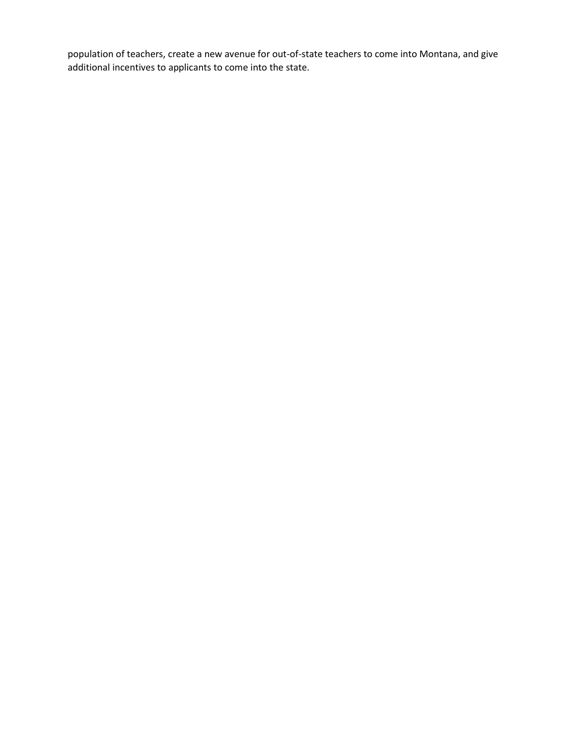population of teachers, create a new avenue for out-of-state teachers to come into Montana, and give additional incentives to applicants to come into the state.